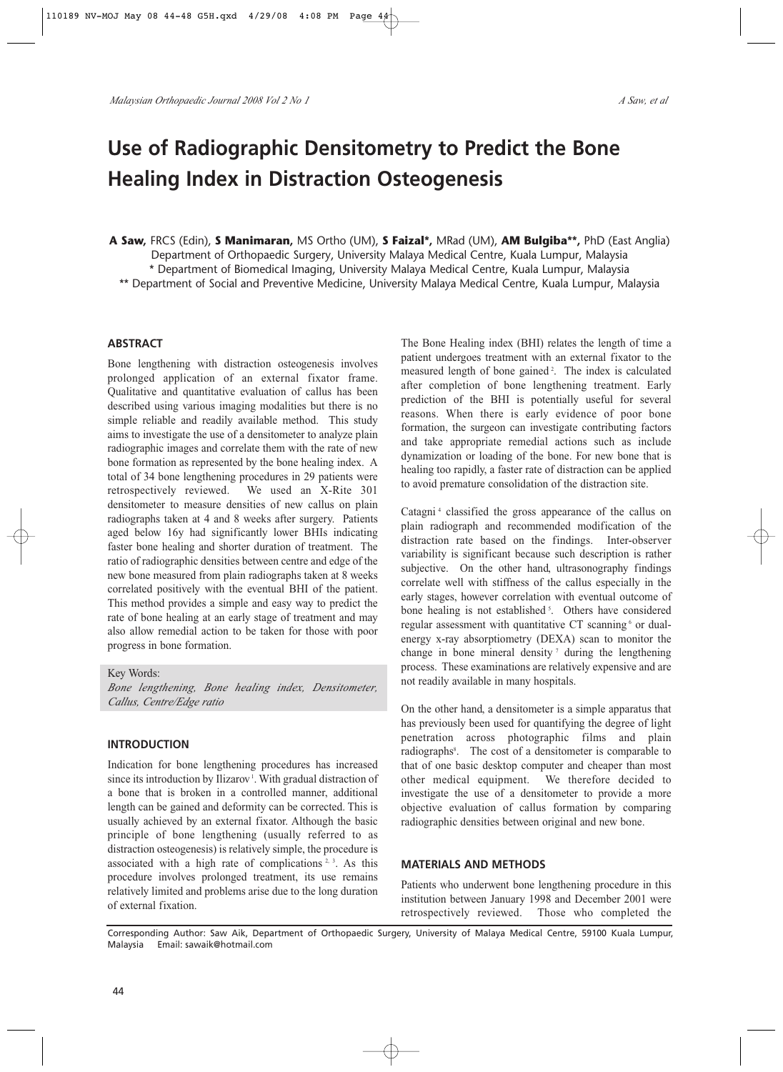# Use of Radiographic Densitometry to Predict the Bone Healing Index in Distraction Osteogenesis

**A Saw,** FRCS (Edin), **S Manimaran,** MS Ortho (UM), **S Faizal\*,** MRad (UM), **AM Bulgiba\*\*,** PhD (East Anglia)

Department of Orthopaedic Surgery, University Malaya Medical Centre, Kuala Lumpur, Malaysia

\* Department of Biomedical Imaging, University Malaya Medical Centre, Kuala Lumpur, Malaysia

\*\* Department of Social and Preventive Medicine, University Malaya Medical Centre, Kuala Lumpur, Malaysia

## ABSTRACT

Bone lengthening with distraction osteogenesis involves prolonged application of an external fixator frame. Qualitative and quantitative evaluation of callus has been described using various imaging modalities but there is no simple reliable and readily available method. This study aims to investigate the use of a densitometer to analyze plain radiographic images and correlate them with the rate of new bone formation as represented by the bone healing index. A total of 34 bone lengthening procedures in 29 patients were retrospectively reviewed. We used an X-Rite 301 densitometer to measure densities of new callus on plain radiographs taken at 4 and 8 weeks after surgery. Patients aged below 16y had significantly lower BHIs indicating faster bone healing and shorter duration of treatment. The ratio of radiographic densities between centre and edge of the new bone measured from plain radiographs taken at 8 weeks correlated positively with the eventual BHI of the patient. This method provides a simple and easy way to predict the rate of bone healing at an early stage of treatment and may also allow remedial action to be taken for those with poor progress in bone formation.

Key Words:
*Bone lengthening, Bone healing index, Densitometer, Callus, Centre/Edge ratio*

## INTRODUCTION

Indication for bone lengthening procedures has increased since its introduction by Ilizarov[1]. With gradual distraction of a bone that is broken in a controlled manner, additional length can be gained and deformity can be corrected. This is usually achieved by an external fixator. Although the basic principle of bone lengthening (usually referred to as distraction osteogenesis) is relatively simple, the procedure is associated with a high rate of complications[2, 3]. As this procedure involves prolonged treatment, its use remains relatively limited and problems arise due to the long duration of external fixation.

The Bone Healing index (BHI) relates the length of time a patient undergoes treatment with an external fixator to the measured length of bone gained[2]. The index is calculated after completion of bone lengthening treatment. Early prediction of the BHI is potentially useful for several reasons. When there is early evidence of poor bone formation, the surgeon can investigate contributing factors and take appropriate remedial actions such as include dynamization or loading of the bone. For new bone that is healing too rapidly, a faster rate of distraction can be applied to avoid premature consolidation of the distraction site.

Catagni[4] classified the gross appearance of the callus on plain radiograph and recommended modification of the distraction rate based on the findings. Inter-observer variability is significant because such description is rather subjective. On the other hand, ultrasonography findings correlate well with stiffness of the callus especially in the early stages, however correlation with eventual outcome of bone healing is not established[5]. Others have considered regular assessment with quantitative CT scanning[6] or dual-energy x-ray absorptiometry (DEXA) scan to monitor the change in bone mineral density[7] during the lengthening process. These examinations are relatively expensive and are not readily available in many hospitals.

On the other hand, a densitometer is a simple apparatus that has previously been used for quantifying the degree of light penetration across photographic films and plain radiographs[8]. The cost of a densitometer is comparable to that of one basic desktop computer and cheaper than most other medical equipment. We therefore decided to investigate the use of a densitometer to provide a more objective evaluation of callus formation by comparing radiographic densities between original and new bone.

## MATERIALS AND METHODS

Patients who underwent bone lengthening procedure in this institution between January 1998 and December 2001 were retrospectively reviewed. Those who completed the

Corresponding Author: Saw Aik, Department of Orthopaedic Surgery, University of Malaya Medical Centre, 59100 Kuala Lumpur, Malaysia Email: sawaik@hotmail.com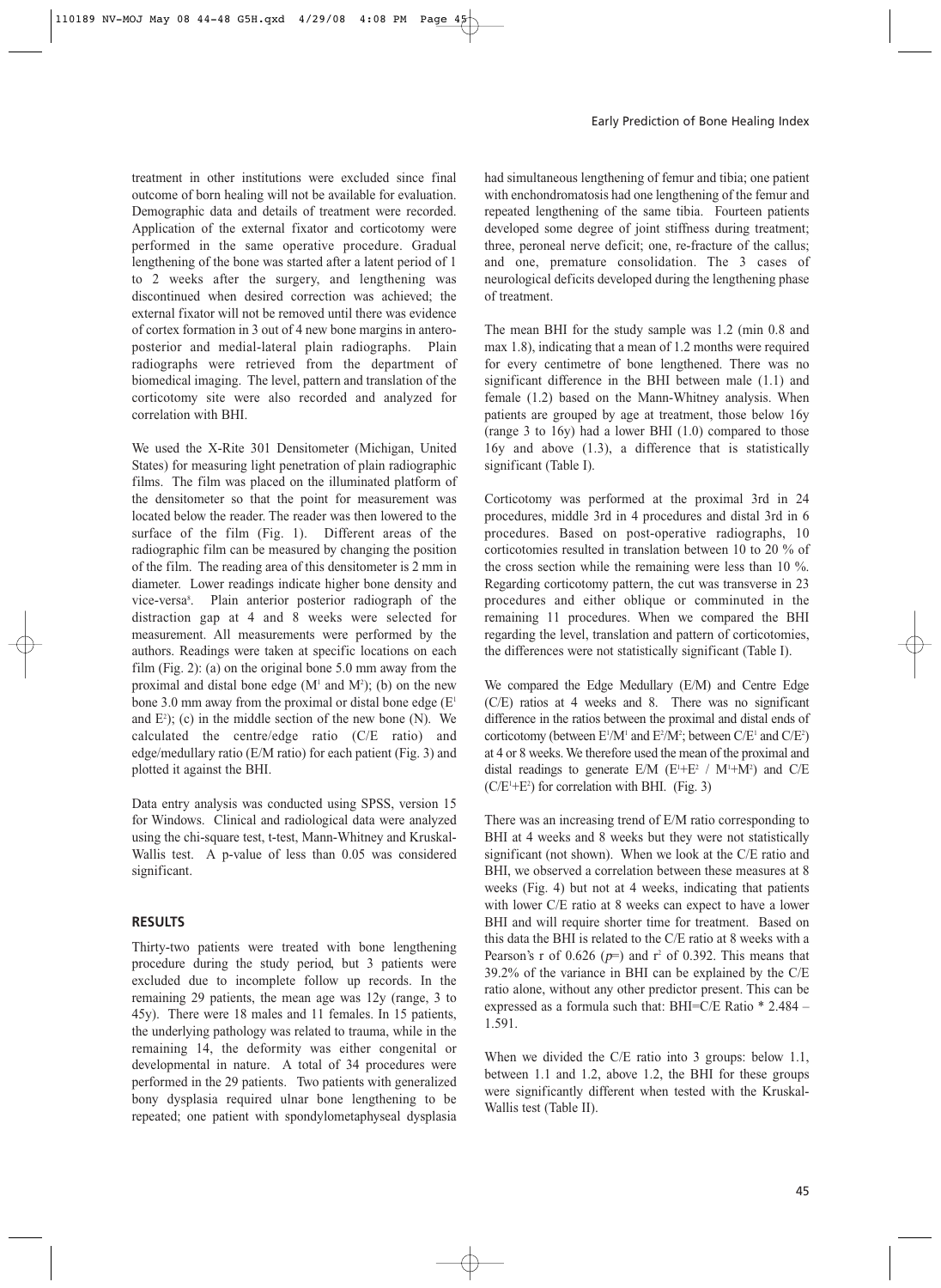treatment in other institutions were excluded since final outcome of born healing will not be available for evaluation. Demographic data and details of treatment were recorded. Application of the external fixator and corticotomy were performed in the same operative procedure. Gradual lengthening of the bone was started after a latent period of 1 to 2 weeks after the surgery, and lengthening was discontinued when desired correction was achieved; the external fixator will not be removed until there was evidence of cortex formation in 3 out of 4 new bone margins in antero-posterior and medial-lateral plain radiographs. Plain radiographs were retrieved from the department of biomedical imaging. The level, pattern and translation of the corticotomy site were also recorded and analyzed for correlation with BHI.

We used the X-Rite 301 Densitometer (Michigan, United States) for measuring light penetration of plain radiographic films. The film was placed on the illuminated platform of the densitometer so that the point for measurement was located below the reader. The reader was then lowered to the surface of the film (Fig. 1). Different areas of the radiographic film can be measured by changing the position of the film. The reading area of this densitometer is 2 mm in diameter. Lower readings indicate higher bone density and vice-versa[8]. Plain anterior posterior radiograph of the distraction gap at 4 and 8 weeks were selected for measurement. All measurements were performed by the authors. Readings were taken at specific locations on each film (Fig. 2): (a) on the original bone 5.0 mm away from the proximal and distal bone edge ($M^1$ and $M^2$); (b) on the new bone 3.0 mm away from the proximal or distal bone edge ($E^1$ and $E^2$); (c) in the middle section of the new bone (N). We calculated the centre/edge ratio (C/E ratio) and edge/medullary ratio (E/M ratio) for each patient (Fig. 3) and plotted it against the BHI.

Data entry analysis was conducted using SPSS, version 15 for Windows. Clinical and radiological data were analyzed using the chi-square test, t-test, Mann-Whitney and Kruskal-Wallis test. A p-value of less than 0.05 was considered significant.

## RESULTS

Thirty-two patients were treated with bone lengthening procedure during the study period, but 3 patients were excluded due to incomplete follow up records. In the remaining 29 patients, the mean age was 12y (range, 3 to 45y). There were 18 males and 11 females. In 15 patients, the underlying pathology was related to trauma, while in the remaining 14, the deformity was either congenital or developmental in nature. A total of 34 procedures were performed in the 29 patients. Two patients with generalized bony dysplasia required ulnar bone lengthening to be repeated; one patient with spondylometaphyseal dysplasia had simultaneous lengthening of femur and tibia; one patient with enchondromatosis had one lengthening of the femur and repeated lengthening of the same tibia. Fourteen patients developed some degree of joint stiffness during treatment; three, peroneal nerve deficit; one, re-fracture of the callus; and one, premature consolidation. The 3 cases of neurological deficits developed during the lengthening phase of treatment.

The mean BHI for the study sample was 1.2 (min 0.8 and max 1.8), indicating that a mean of 1.2 months were required for every centimetre of bone lengthened. There was no significant difference in the BHI between male (1.1) and female (1.2) based on the Mann-Whitney analysis. When patients are grouped by age at treatment, those below 16y (range 3 to 16y) had a lower BHI (1.0) compared to those 16y and above (1.3), a difference that is statistically significant (Table I).

Corticotomy was performed at the proximal 3rd in 24 procedures, middle 3rd in 4 procedures and distal 3rd in 6 procedures. Based on post-operative radiographs, 10 corticotomies resulted in translation between 10 to 20 % of the cross section while the remaining were less than 10 %. Regarding corticotomy pattern, the cut was transverse in 23 procedures and either oblique or comminuted in the remaining 11 procedures. When we compared the BHI regarding the level, translation and pattern of corticotomies, the differences were not statistically significant (Table I).

We compared the Edge Medullary (E/M) and Centre Edge (C/E) ratios at 4 weeks and 8. There was no significant difference in the ratios between the proximal and distal ends of corticotomy (between $E^1/M^1$ and $E^2/M^2$; between $C/E^1$ and $C/E^2$) at 4 or 8 weeks. We therefore used the mean of the proximal and distal readings to generate E/M ($E^1+E^2$ / $M^1+M^2$) and C/E ($C/E^1+E^2$) for correlation with BHI. (Fig. 3)

There was an increasing trend of E/M ratio corresponding to BHI at 4 weeks and 8 weeks but they were not statistically significant (not shown). When we look at the C/E ratio and BHI, we observed a correlation between these measures at 8 weeks (Fig. 4) but not at 4 weeks, indicating that patients with lower C/E ratio at 8 weeks can expect to have a lower BHI and will require shorter time for treatment. Based on this data the BHI is related to the C/E ratio at 8 weeks with a Pearson's r of 0.626 ($p$=) and $r^2$ of 0.392. This means that 39.2% of the variance in BHI can be explained by the C/E ratio alone, without any other predictor present. This can be expressed as a formula such that: BHI=C/E Ratio * 2.484 – 1.591.

When we divided the C/E ratio into 3 groups: below 1.1, between 1.1 and 1.2, above 1.2, the BHI for these groups were significantly different when tested with the Kruskal-Wallis test (Table II).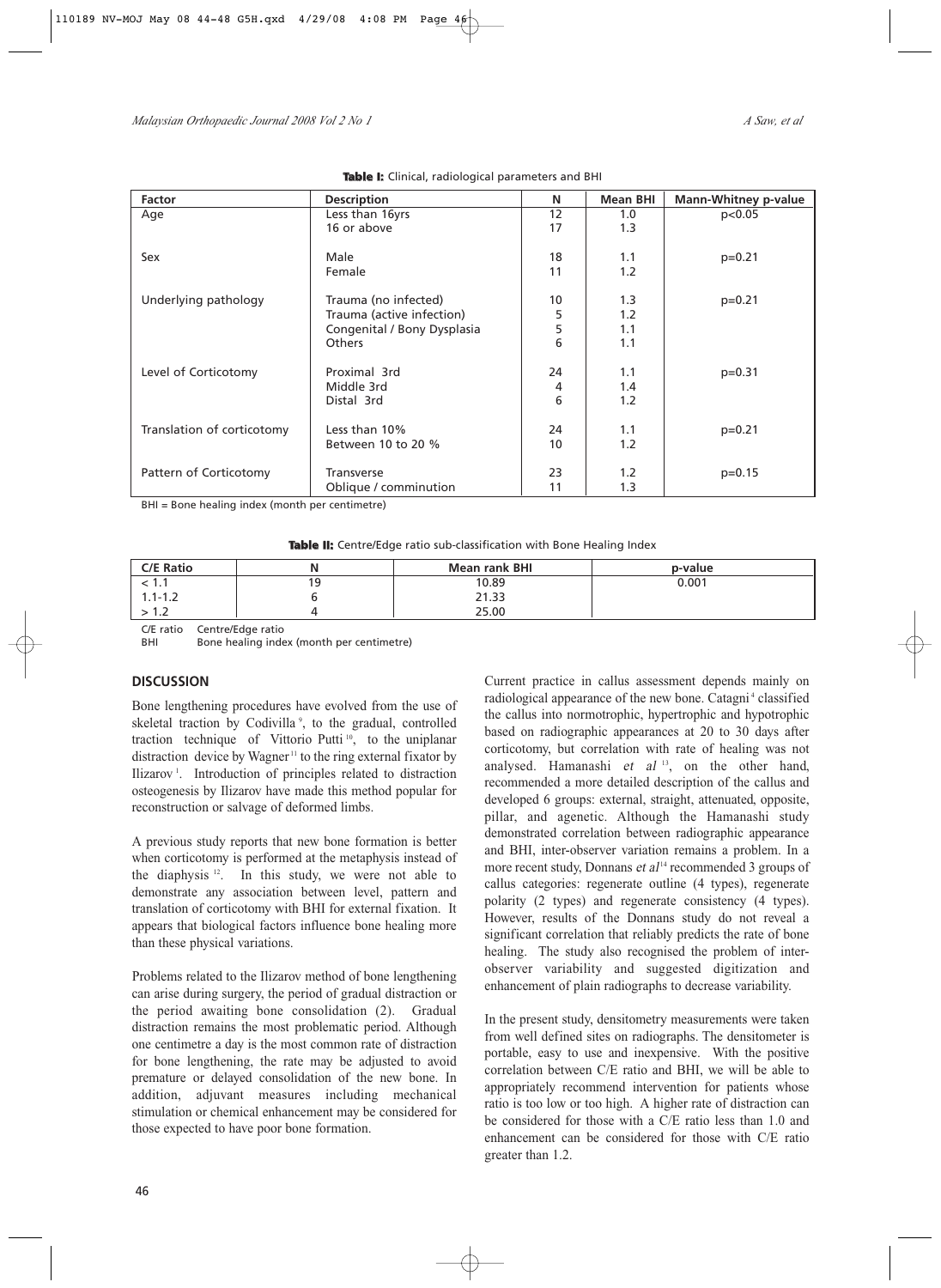**Table I:** Clinical, radiological parameters and BHI

| Factor | Description | N | Mean BHI | Mann-Whitney p-value |
|---|---|---|---|---|
| Age | Less than 16yrs | 12 | 1.0 | p<0.05 |
| | 16 or above | 17 | 1.3 | |
| Sex | Male | 18 | 1.1 | p=0.21 |
| | Female | 11 | 1.2 | |
| Underlying pathology | Trauma (no infected) | 10 | 1.3 | p=0.21 |
| | Trauma (active infection) | 5 | 1.2 | |
| | Congenital / Bony Dysplasia | 5 | 1.1 | |
| | Others | 6 | 1.1 | |
| Level of Corticotomy | Proximal 3rd | 24 | 1.1 | p=0.31 |
| | Middle 3rd | 4 | 1.4 | |
| | Distal 3rd | 6 | 1.2 | |
| Translation of corticotomy | Less than 10% | 24 | 1.1 | p=0.21 |
| | Between 10 to 20 % | 10 | 1.2 | |
| Pattern of Corticotomy | Transverse | 23 | 1.2 | p=0.15 |
| | Oblique / comminution | 11 | 1.3 | |

BHI = Bone healing index (month per centimetre)

**Table II:** Centre/Edge ratio sub-classification with Bone Healing Index

| C/E Ratio | N | Mean rank BHI | p-value |
|---|---|---|---|
| < 1.1 | 19 | 10.89 | 0.001 |
| 1.1-1.2 | 6 | 21.33 | |
| > 1.2 | 4 | 25.00 | |

C/E ratio Centre/Edge ratio
BHI Bone healing index (month per centimetre)

## DISCUSSION

Bone lengthening procedures have evolved from the use of skeletal traction by Codivilla [9], to the gradual, controlled traction technique of Vittorio Putti [10], to the uniplanar distraction device by Wagner [11] to the ring external fixator by Ilizarov [1]. Introduction of principles related to distraction osteogenesis by Ilizarov have made this method popular for reconstruction or salvage of deformed limbs.

A previous study reports that new bone formation is better when corticotomy is performed at the metaphysis instead of the diaphysis [12]. In this study, we were not able to demonstrate any association between level, pattern and translation of corticotomy with BHI for external fixation. It appears that biological factors influence bone healing more than these physical variations.

Problems related to the Ilizarov method of bone lengthening can arise during surgery, the period of gradual distraction or the period awaiting bone consolidation (2). Gradual distraction remains the most problematic period. Although one centimetre a day is the most common rate of distraction for bone lengthening, the rate may be adjusted to avoid premature or delayed consolidation of the new bone. In addition, adjuvant measures including mechanical stimulation or chemical enhancement may be considered for those expected to have poor bone formation.

Current practice in callus assessment depends mainly on radiological appearance of the new bone. Catagni [4] classified the callus into normotrophic, hypertrophic and hypotrophic based on radiographic appearances at 20 to 30 days after corticotomy, but correlation with rate of healing was not analysed. Hamanashi *et al* [13], on the other hand, recommended a more detailed description of the callus and developed 6 groups: external, straight, attenuated, opposite, pillar, and agenetic. Although the Hamanashi study demonstrated correlation between radiographic appearance and BHI, inter-observer variation remains a problem. In a more recent study, Donnans *et al* [14] recommended 3 groups of callus categories: regenerate outline (4 types), regenerate polarity (2 types) and regenerate consistency (4 types). However, results of the Donnans study do not reveal a significant correlation that reliably predicts the rate of bone healing. The study also recognised the problem of inter-observer variability and suggested digitization and enhancement of plain radiographs to decrease variability.

In the present study, densitometry measurements were taken from well defined sites on radiographs. The densitometer is portable, easy to use and inexpensive. With the positive correlation between C/E ratio and BHI, we will be able to appropriately recommend intervention for patients whose ratio is too low or too high. A higher rate of distraction can be considered for those with a C/E ratio less than 1.0 and enhancement can be considered for those with C/E ratio greater than 1.2.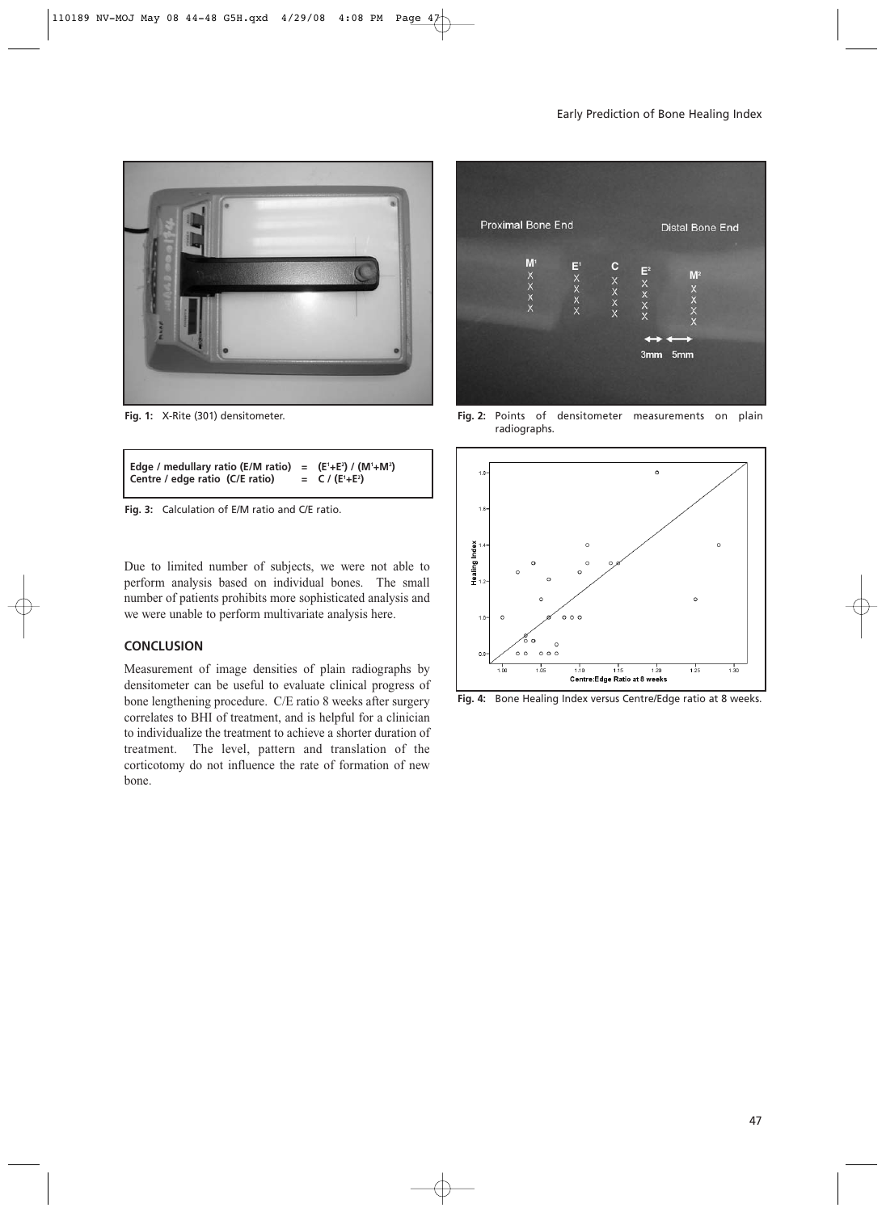Fig. 1: X-Rite (301) densitometer.

Fig. 2: Points of densitometer measurements on plain radiographs.

**Edge / medullary ratio (E/M ratio) = $(E^1+E^2) / (M^1+M^2)$**
**Centre / edge ratio (C/E ratio) = $C / (E^1+E^2)$**

Fig. 3: Calculation of E/M ratio and C/E ratio.

Fig. 4: Bone Healing Index versus Centre/Edge ratio at 8 weeks.

Due to limited number of subjects, we were not able to perform analysis based on individual bones. The small number of patients prohibits more sophisticated analysis and we were unable to perform multivariate analysis here.

## CONCLUSION

Measurement of image densities of plain radiographs by densitometer can be useful to evaluate clinical progress of bone lengthening procedure. C/E ratio 8 weeks after surgery correlates to BHI of treatment, and is helpful for a clinician to individualize the treatment to achieve a shorter duration of treatment. The level, pattern and translation of the corticotomy do not influence the rate of formation of new bone.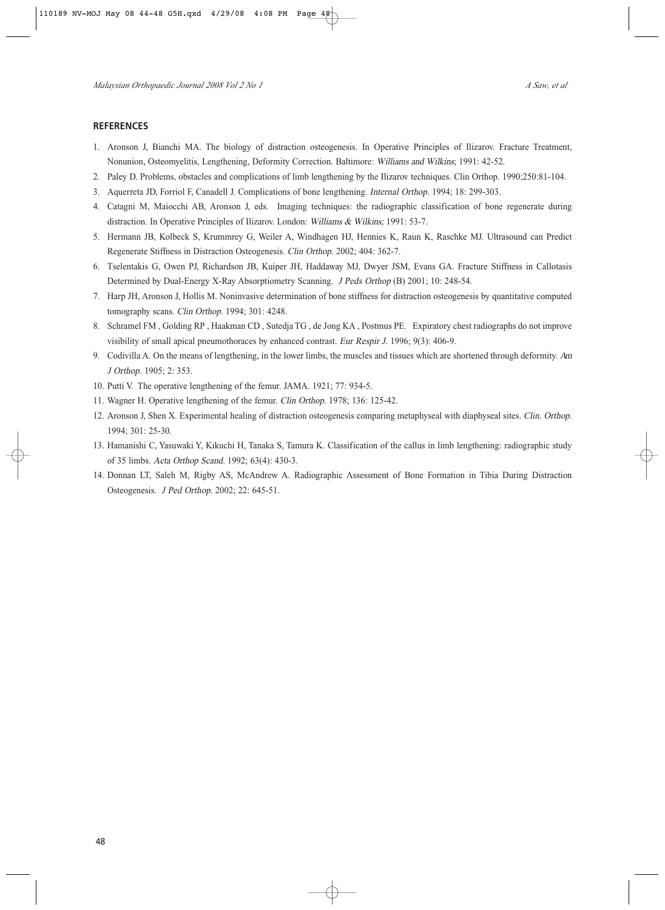## REFERENCES

1. Aronson J, Bianchi MA. The biology of distraction osteogenesis. In Operative Principles of Ilizarov. Fracture Treatment, Nonunion, Osteomyelitis, Lengthening, Deformity Correction. Baltimore: *Williams and Wilkins*; 1991: 42-52.
2. Paley D. Problems, obstacles and complications of limb lengthening by the Ilizarov techniques. Clin Orthop. 1990;250:81-104.
3. Aquerreta JD, Forriol F, Canadell J. Complications of bone lengthening. *Internal Orthop*. 1994; 18: 299-303.
4. Catagni M, Maiocchi AB, Aronson J, eds. Imaging techniques: the radiographic classification of bone regenerate during distraction. In Operative Principles of Ilizarov. London: *Williams & Wilkins;* 1991: 53-7.
5. Hermann JB, Kolbeck S, Krummrey G, Weiler A, Windhagen HJ, Hennies K, Raun K, Raschke MJ. Ultrasound can Predict Regenerate Stiffness in Distraction Osteogenesis. *Clin Orthop*. 2002; 404: 362-7.
6. Tselentakis G, Owen PJ, Richardson JB, Kuiper JH, Haddaway MJ, Dwyer JSM, Evans GA. Fracture Stiffness in Callotasis Determined by Dual-Energy X-Ray Absorptiometry Scanning. *J Peds Orthop* (B) 2001; 10: 248-54.
7. Harp JH, Aronson J, Hollis M. Noninvasive determination of bone stiffness for distraction osteogenesis by quantitative computed tomography scans. *Clin Orthop*. 1994; 301: 4248.
8. Schramel FM , Golding RP , Haakman CD , Sutedja TG , de Jong KA , Postmus PE. Expiratory chest radiographs do not improve visibility of small apical pneumothoraces by enhanced contrast. *Eur Respir J*. 1996; 9(3): 406-9.
9. Codivilla A. On the means of lengthening, in the lower limbs, the muscles and tissues which are shortened through deformity. *Am J Orthop*. 1905; 2: 353.
10. Putti V. The operative lengthening of the femur. JAMA. 1921; 77: 934-5.
11. Wagner H. Operative lengthening of the femur. *Clin Orthop*. 1978; 136: 125-42.
12. Aronson J, Shen X. Experimental healing of distraction osteogenesis comparing metaphyseal with diaphyseal sites. *Clin. Orthop*. 1994; 301: 25-30.
13. Hamanishi C, Yasuwaki Y, Kikuchi H, Tanaka S, Tamura K. Classification of the callus in limb lengthening: radiographic study of 35 limbs. *Acta Orthop Scand*. 1992; 63(4): 430-3.
14. Donnan LT, Saleh M, Rigby AS, McAndrew A. Radiographic Assessment of Bone Formation in Tibia During Distraction Osteogenesis. *J Ped Orthop*. 2002; 22: 645-51.